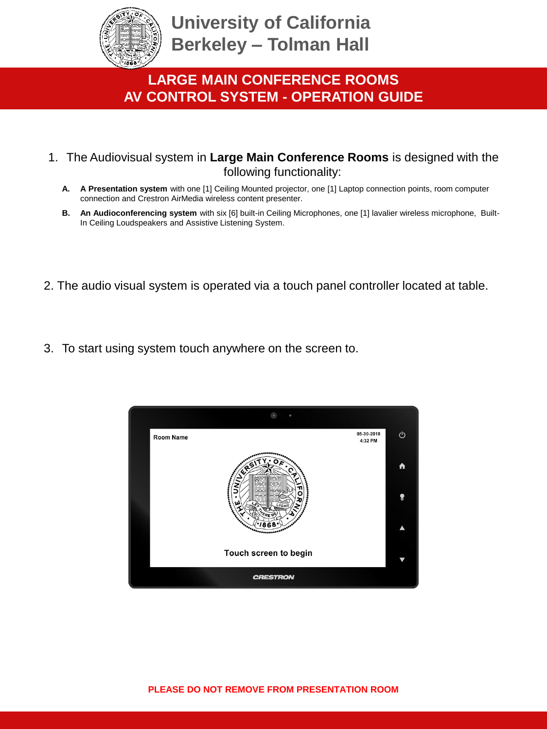# University of California Berkeley – Tolman Hall

## LARGE MAIN CONFERENCE ROOMS
## AV CONTROL SYSTEM - OPERATION GUIDE

1. The Audiovisual system in **Large Main Conference Rooms** is designed with the following functionality:

   A. **A Presentation system** with one [1] Ceiling Mounted projector, one [1] Laptop connection points, room computer connection and Crestron AirMedia wireless content presenter.

   B. **An Audioconferencing system** with six [6] built-in Ceiling Microphones, one [1] lavalier wireless microphone, Built-In Ceiling Loudspeakers and Assistive Listening System.

2. The audio visual system is operated via a touch panel controller located at table.

3. To start using system touch anywhere on the screen to.

**PLEASE DO NOT REMOVE FROM PRESENTATION ROOM**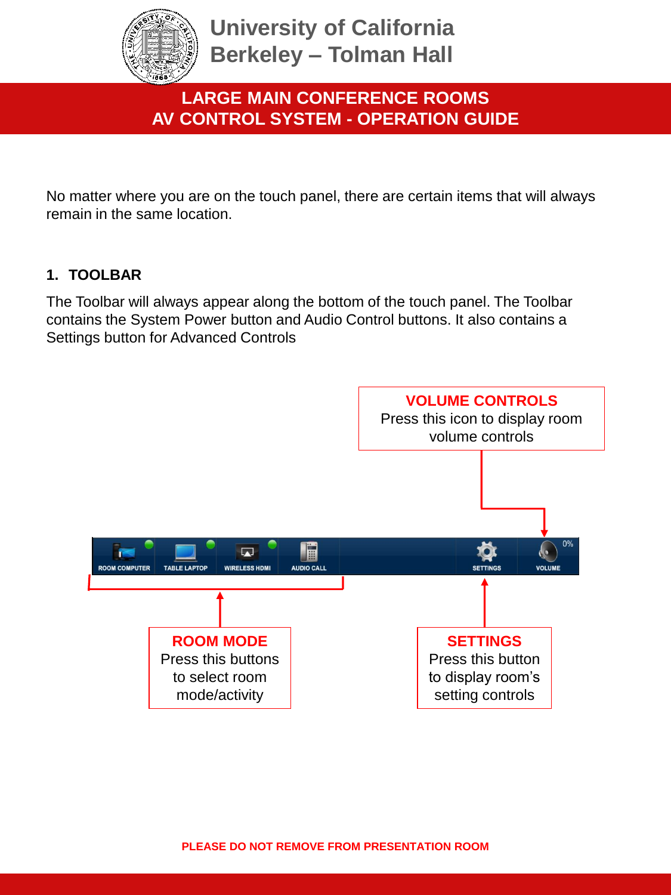# University of California Berkeley – Tolman Hall

## LARGE MAIN CONFERENCE ROOMS AV CONTROL SYSTEM - OPERATION GUIDE

No matter where you are on the touch panel, there are certain items that will always remain in the same location.

### 1. TOOLBAR

The Toolbar will always appear along the bottom of the touch panel. The Toolbar contains the System Power button and Audio Control buttons. It also contains a Settings button for Advanced Controls

**VOLUME CONTROLS**
Press this icon to display room volume controls

ROOM COMPUTER | TABLE LAPTOP | WIRELESS HDMI | AUDIO CALL | SETTINGS | 0% VOLUME

**ROOM MODE**
Press this buttons to select room mode/activity

**SETTINGS**
Press this button to display room's setting controls

**PLEASE DO NOT REMOVE FROM PRESENTATION ROOM**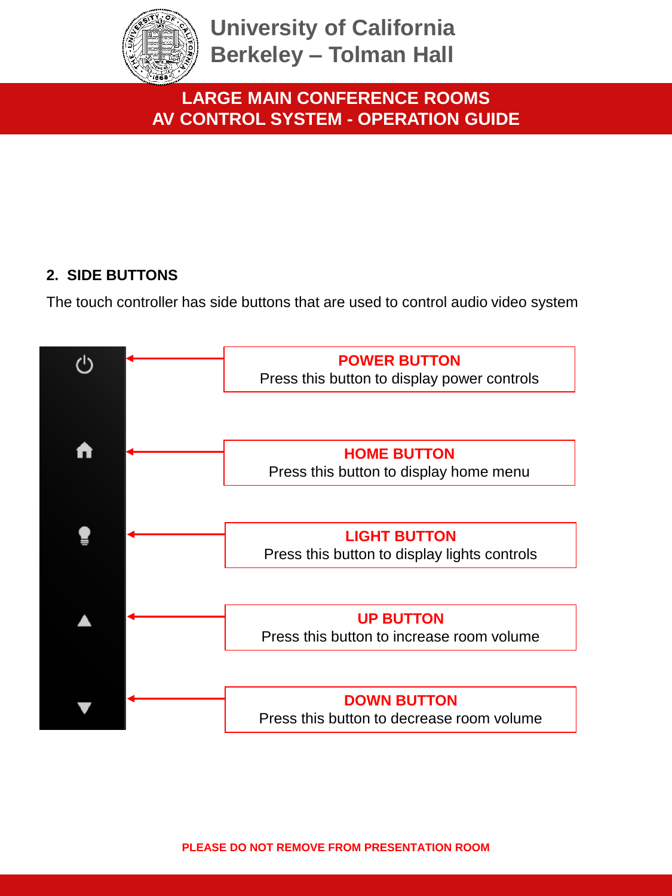## 2. SIDE BUTTONS

The touch controller has side buttons that are used to control audio video system

**POWER BUTTON**
Press this button to display power controls

**HOME BUTTON**
Press this button to display home menu

**LIGHT BUTTON**
Press this button to display lights controls

**UP BUTTON**
Press this button to increase room volume

**DOWN BUTTON**
Press this button to decrease room volume

**PLEASE DO NOT REMOVE FROM PRESENTATION ROOM**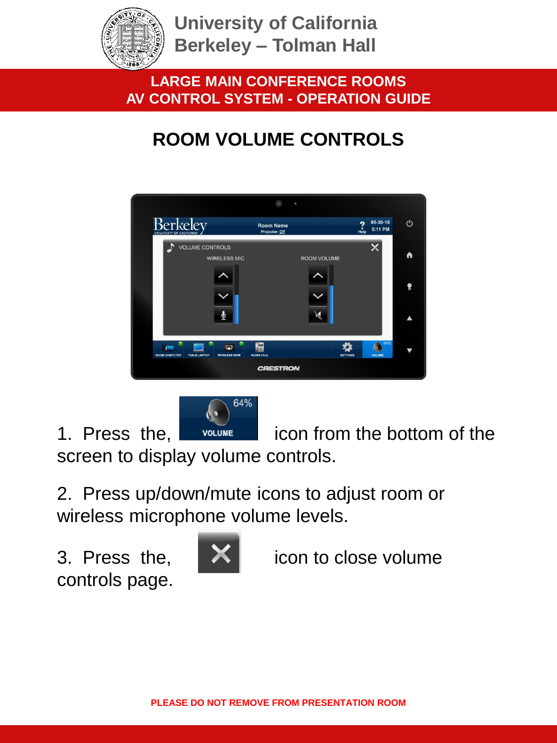University of California
Berkeley – Tolman Hall

**LARGE MAIN CONFERENCE ROOMS**
**AV CONTROL SYSTEM - OPERATION GUIDE**

# ROOM VOLUME CONTROLS

1. Press the, VOLUME icon from the bottom of the screen to display volume controls.

2. Press up/down/mute icons to adjust room or wireless microphone volume levels.

3. Press the, icon to close volume controls page.

**PLEASE DO NOT REMOVE FROM PRESENTATION ROOM**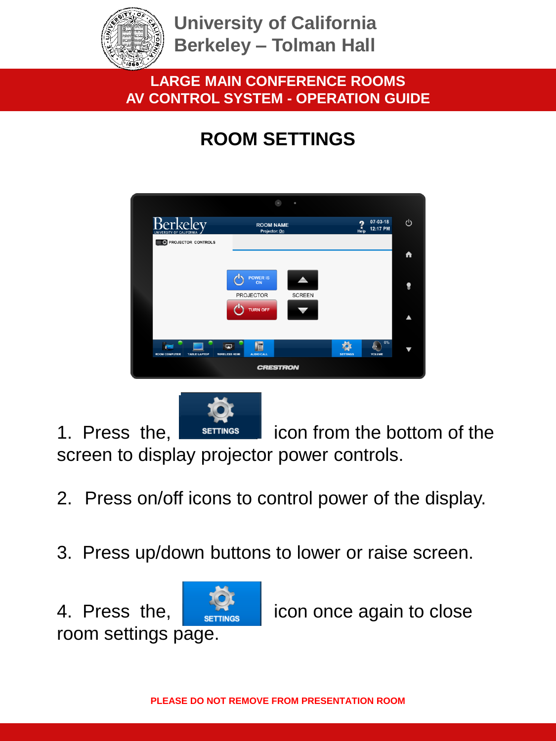University of California
Berkeley – Tolman Hall

**LARGE MAIN CONFERENCE ROOMS**
**AV CONTROL SYSTEM - OPERATION GUIDE**

# ROOM SETTINGS

1. Press the, SETTINGS icon from the bottom of the screen to display projector power controls.

2. Press on/off icons to control power of the display.

3. Press up/down buttons to lower or raise screen.

4. Press the, SETTINGS icon once again to close room settings page.

**PLEASE DO NOT REMOVE FROM PRESENTATION ROOM**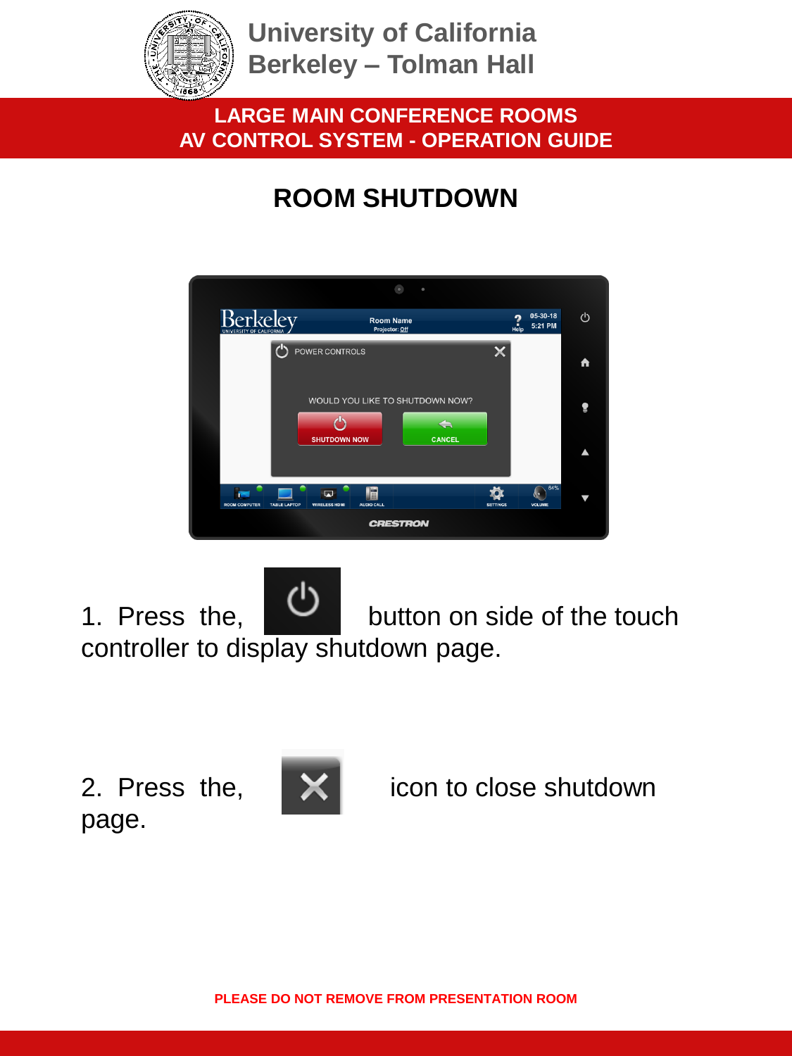University of California
Berkeley – Tolman Hall

**LARGE MAIN CONFERENCE ROOMS**
**AV CONTROL SYSTEM - OPERATION GUIDE**

# ROOM SHUTDOWN

1. Press the, button on side of the touch controller to display shutdown page.

2. Press the, icon to close shutdown page.

**PLEASE DO NOT REMOVE FROM PRESENTATION ROOM**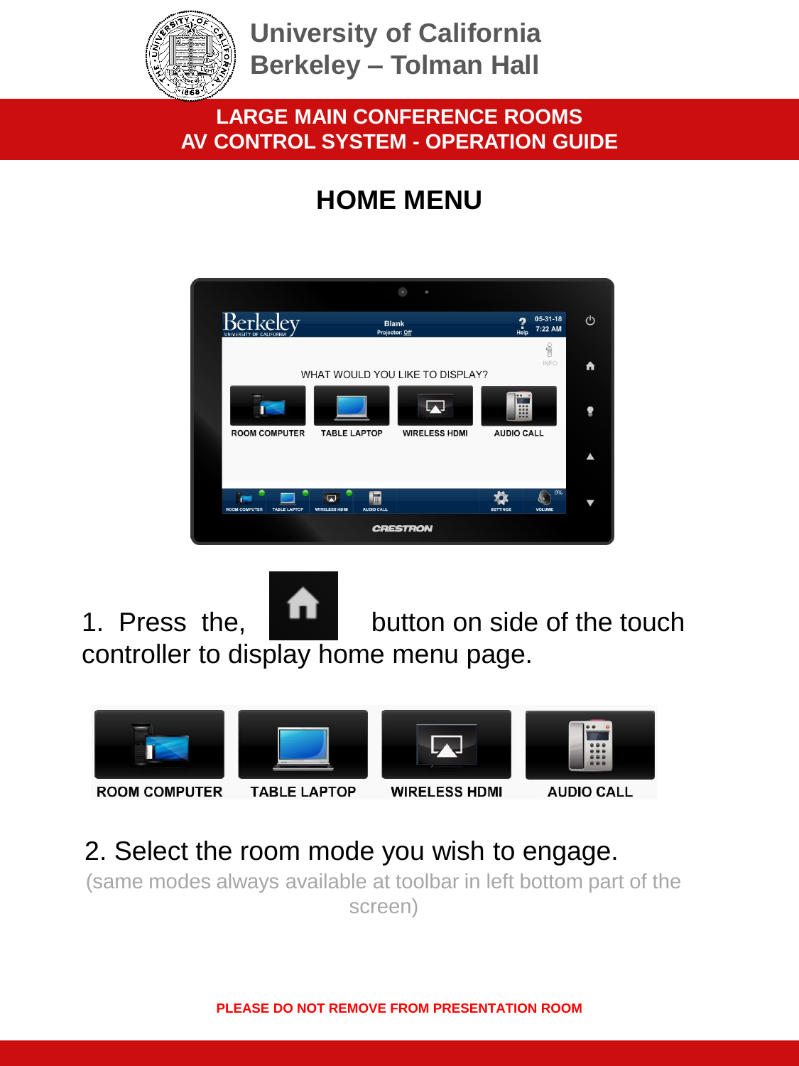# University of California Berkeley – Tolman Hall

## LARGE MAIN CONFERENCE ROOMS AV CONTROL SYSTEM - OPERATION GUIDE

## HOME MENU

1. Press the, button on side of the touch controller to display home menu page.

ROOM COMPUTER TABLE LAPTOP WIRELESS HDMI AUDIO CALL

2. Select the room mode you wish to engage.

(same modes always available at toolbar in left bottom part of the screen)

**PLEASE DO NOT REMOVE FROM PRESENTATION ROOM**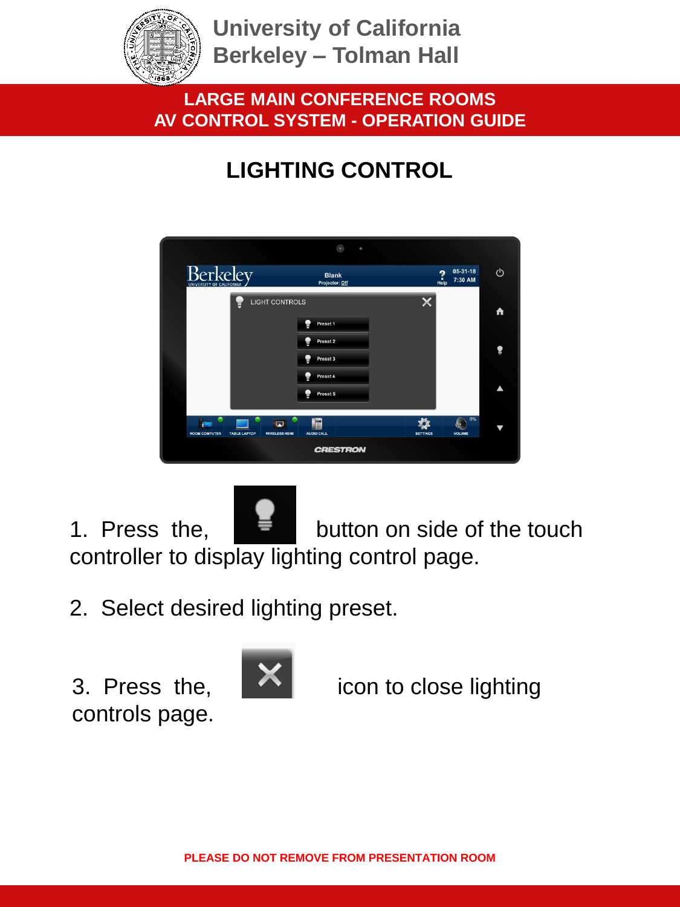# University of California Berkeley – Tolman Hall

**LARGE MAIN CONFERENCE ROOMS**
**AV CONTROL SYSTEM - OPERATION GUIDE**

## LIGHTING CONTROL

1. Press the, button on side of the touch controller to display lighting control page.

2. Select desired lighting preset.

3. Press the, icon to close lighting controls page.

**PLEASE DO NOT REMOVE FROM PRESENTATION ROOM**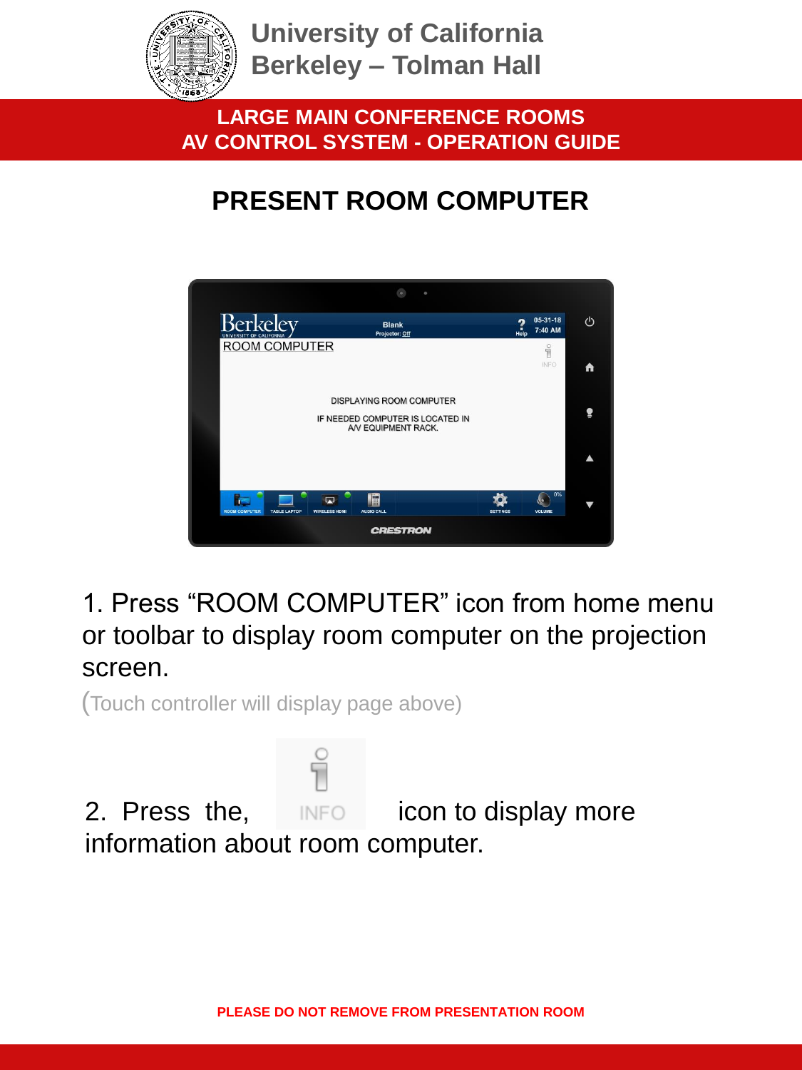# PRESENT ROOM COMPUTER

1. Press "ROOM COMPUTER" icon from home menu or toolbar to display room computer on the projection screen.

(Touch controller will display page above)

2. Press the, INFO icon to display more information about room computer.

PLEASE DO NOT REMOVE FROM PRESENTATION ROOM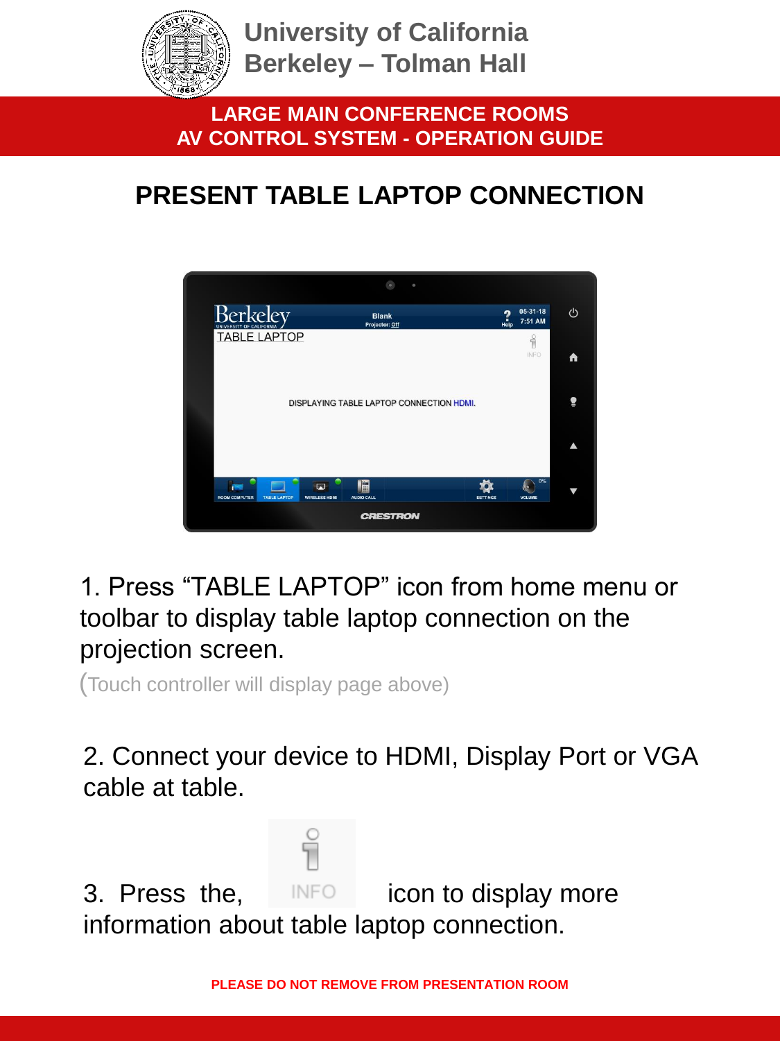University of California
Berkeley – Tolman Hall

LARGE MAIN CONFERENCE ROOMS
AV CONTROL SYSTEM - OPERATION GUIDE

# PRESENT TABLE LAPTOP CONNECTION

1. Press “TABLE LAPTOP” icon from home menu or toolbar to display table laptop connection on the projection screen.

(Touch controller will display page above)

2. Connect your device to HDMI, Display Port or VGA cable at table.

3. Press the, INFO icon to display more information about table laptop connection.

PLEASE DO NOT REMOVE FROM PRESENTATION ROOM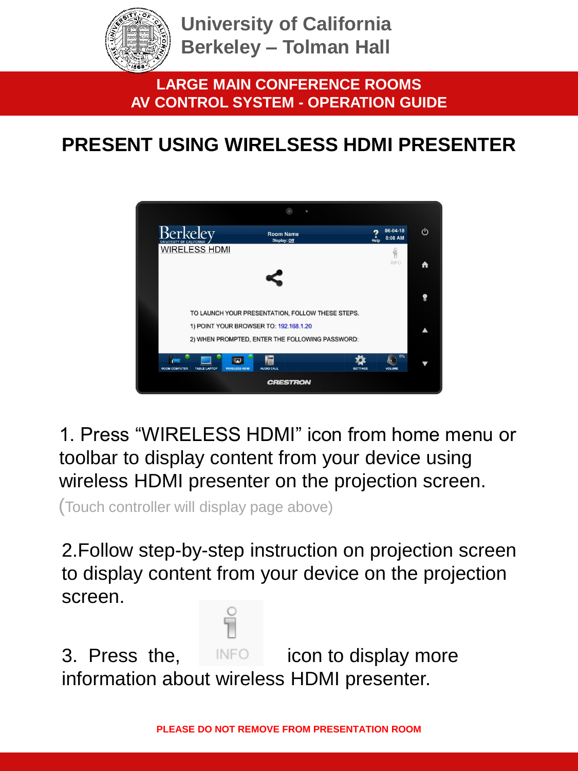# University of California Berkeley – Tolman Hall

**LARGE MAIN CONFERENCE ROOMS**
**AV CONTROL SYSTEM - OPERATION GUIDE**

## PRESENT USING WIRELSESS HDMI PRESENTER

1. Press "WIRELESS HDMI" icon from home menu or toolbar to display content from your device using wireless HDMI presenter on the projection screen.
(Touch controller will display page above)

2. Follow step-by-step instruction on projection screen to display content from your device on the projection screen.

3. Press the, INFO icon to display more information about wireless HDMI presenter.

**PLEASE DO NOT REMOVE FROM PRESENTATION ROOM**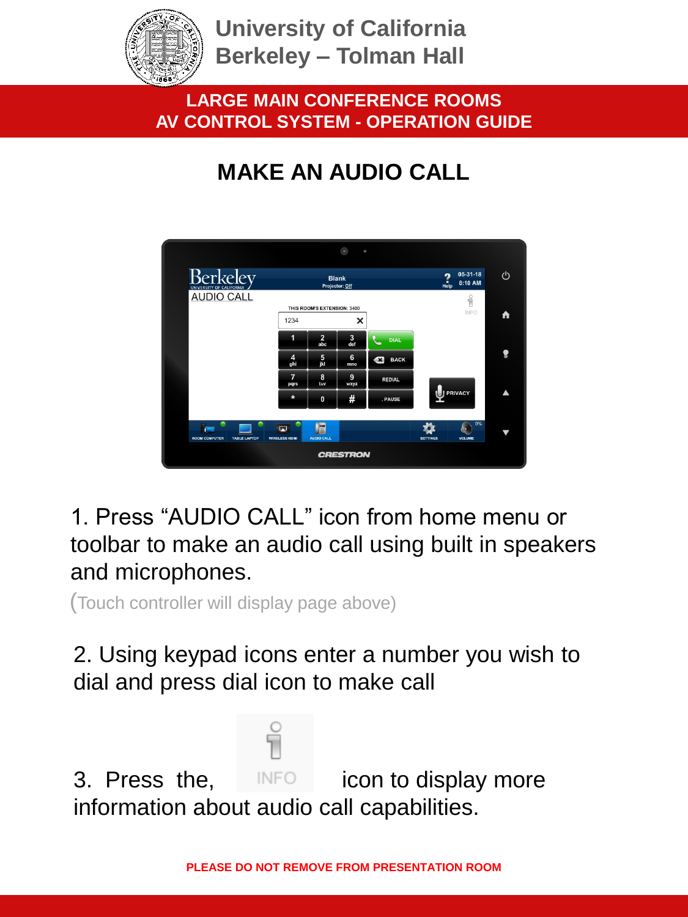University of California
Berkeley – Tolman Hall

**LARGE MAIN CONFERENCE ROOMS**
**AV CONTROL SYSTEM - OPERATION GUIDE**

# MAKE AN AUDIO CALL

1. Press “AUDIO CALL” icon from home menu or toolbar to make an audio call using built in speakers and microphones.

(Touch controller will display page above)

2. Using keypad icons enter a number you wish to dial and press dial icon to make call

3. Press the, INFO icon to display more information about audio call capabilities.

**PLEASE DO NOT REMOVE FROM PRESENTATION ROOM**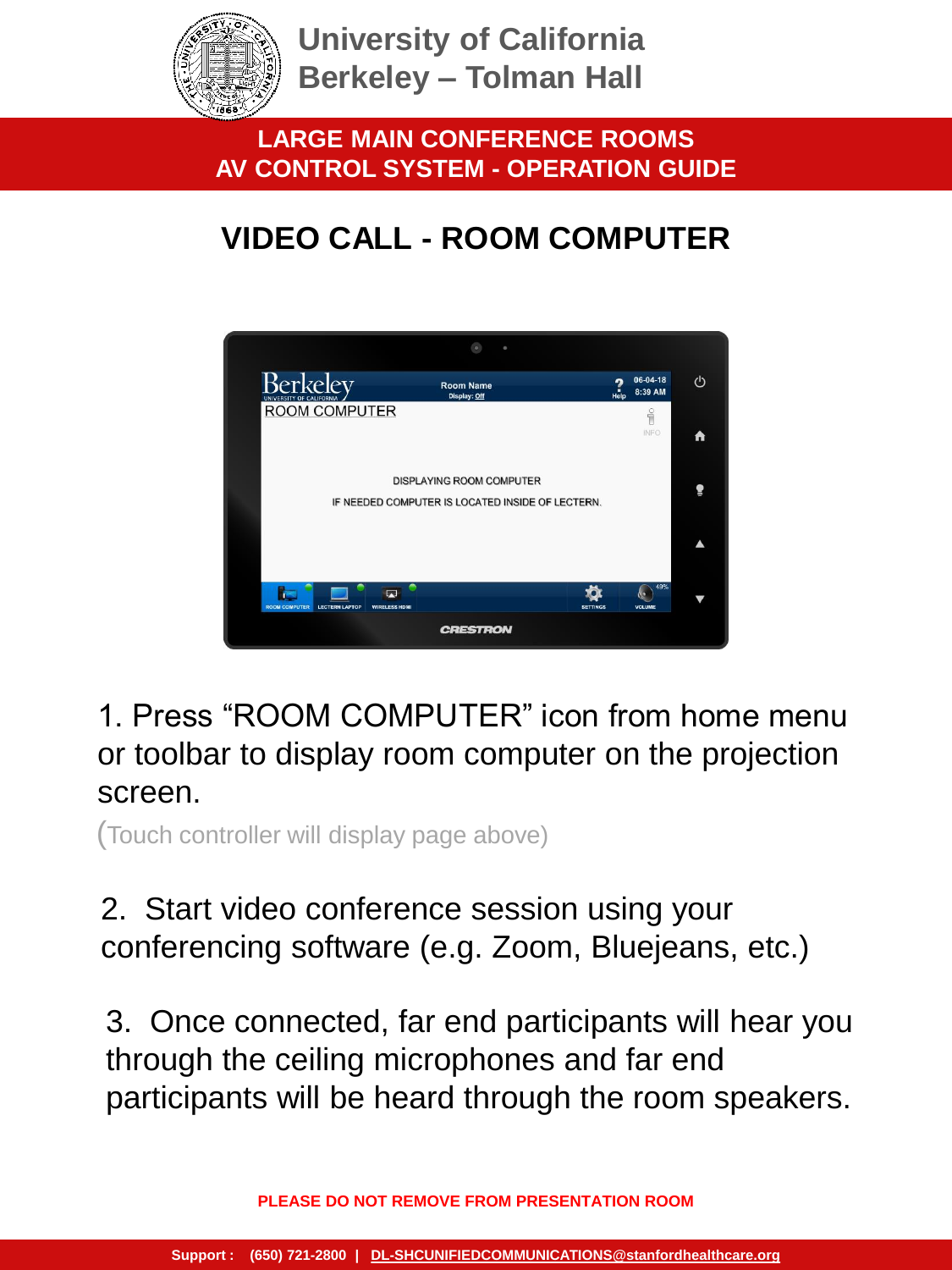# University of California Berkeley – Tolman Hall

## LARGE MAIN CONFERENCE ROOMS
## AV CONTROL SYSTEM - OPERATION GUIDE

## VIDEO CALL - ROOM COMPUTER

1. Press “ROOM COMPUTER” icon from home menu or toolbar to display room computer on the projection screen.

(Touch controller will display page above)

2. Start video conference session using your conferencing software (e.g. Zoom, Bluejeans, etc.)

3. Once connected, far end participants will hear you through the ceiling microphones and far end participants will be heard through the room speakers.

**PLEASE DO NOT REMOVE FROM PRESENTATION ROOM**

**Support : (650) 721-2800 | DL-SHCUNIFIEDCOMMUNICATIONS@stanfordhealthcare.org**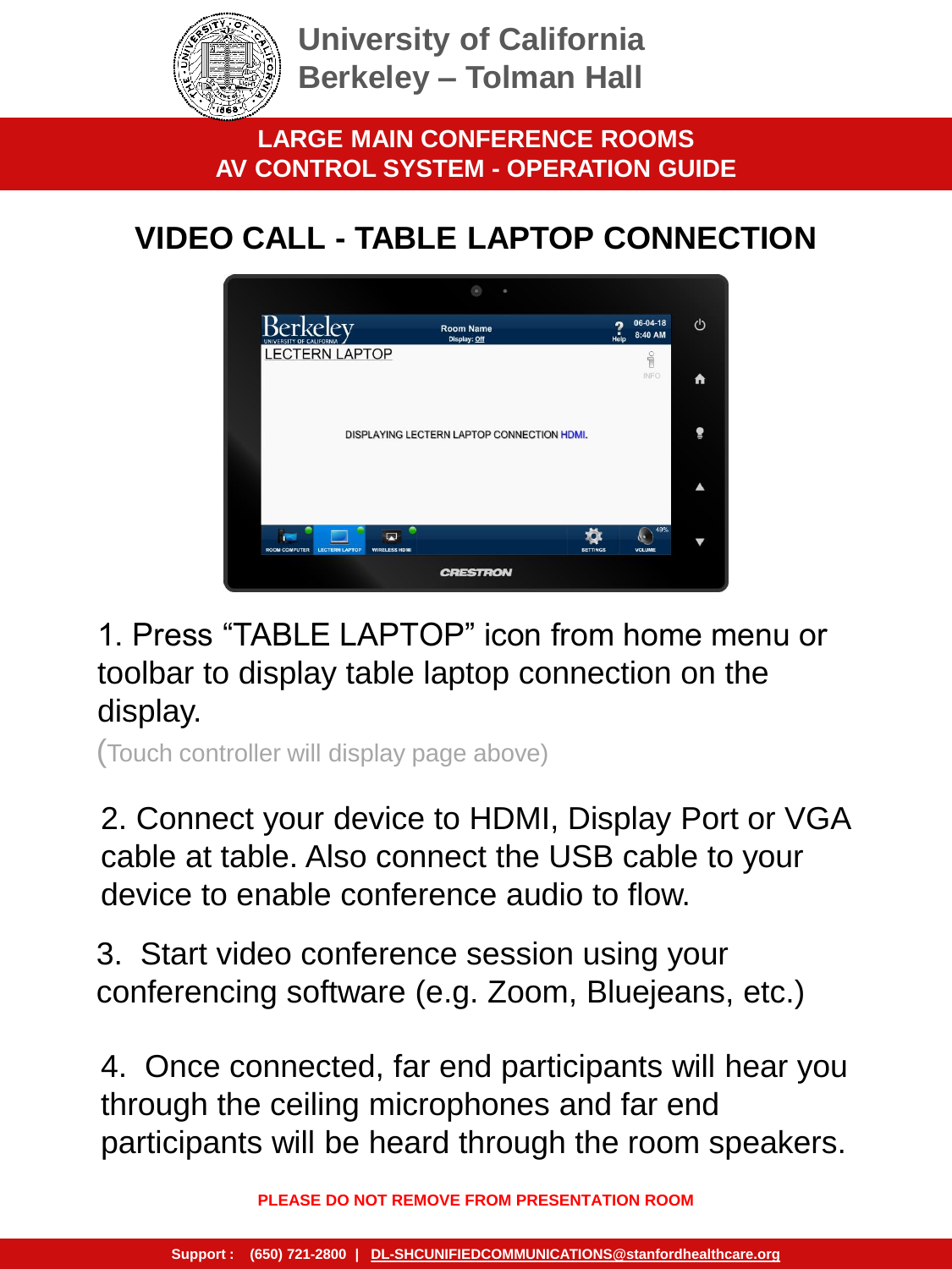University of California
Berkeley – Tolman Hall

**LARGE MAIN CONFERENCE ROOMS**
**AV CONTROL SYSTEM - OPERATION GUIDE**

# VIDEO CALL - TABLE LAPTOP CONNECTION

1. Press “TABLE LAPTOP” icon from home menu or toolbar to display table laptop connection on the display.
(Touch controller will display page above)

2. Connect your device to HDMI, Display Port or VGA cable at table. Also connect the USB cable to your device to enable conference audio to flow.

3. Start video conference session using your conferencing software (e.g. Zoom, Bluejeans, etc.)

4. Once connected, far end participants will hear you through the ceiling microphones and far end participants will be heard through the room speakers.

**PLEASE DO NOT REMOVE FROM PRESENTATION ROOM**

**Support : (650) 721-2800 | DL-SHCUNIFIEDCOMMUNICATIONS@stanfordhealthcare.org**